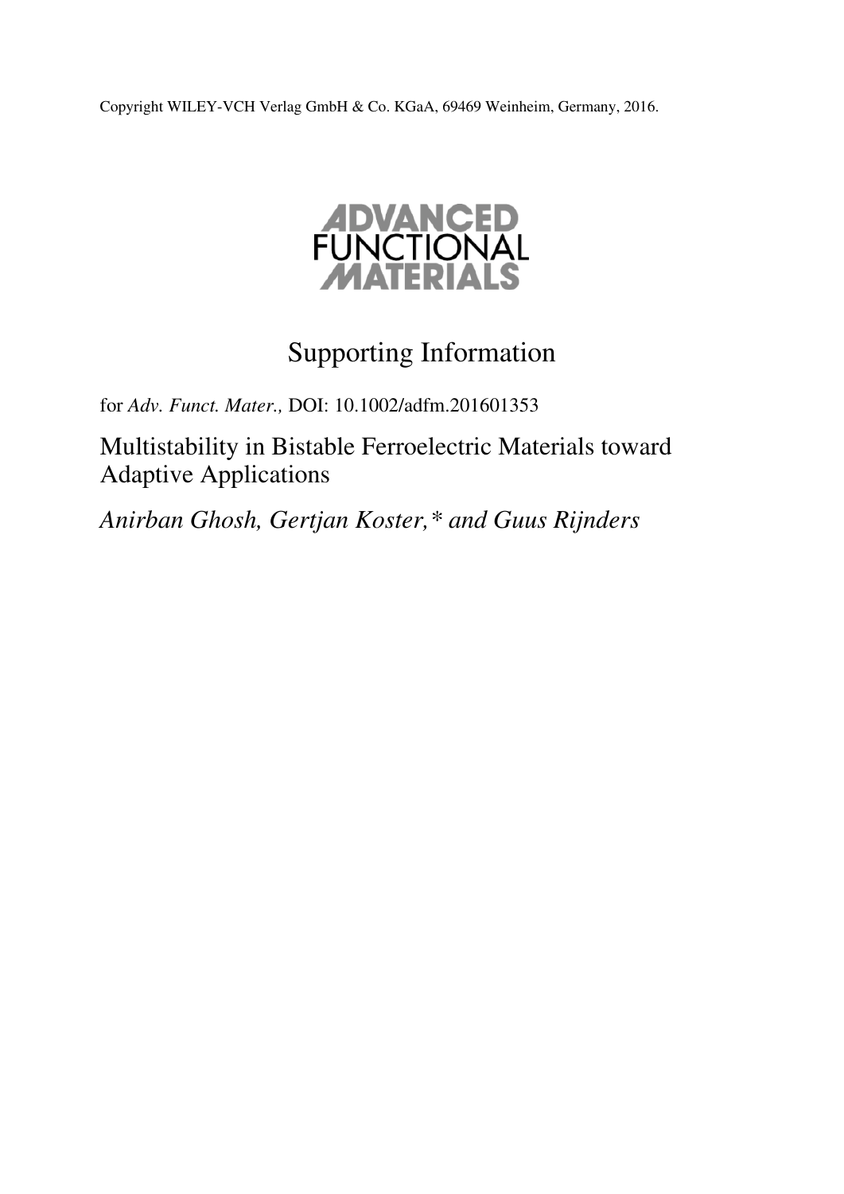Copyright WILEY-VCH Verlag GmbH & Co. KGaA, 69469 Weinheim, Germany, 2016.

**ADVANCED FUNCTIONAL MATERIALS**

# Supporting Information

for *Adv. Funct. Mater.,* DOI: 10.1002/adfm.201601353

## Multistability in Bistable Ferroelectric Materials toward Adaptive Applications

*Anirban Ghosh, Gertjan Koster,\* and Guus Rijnders*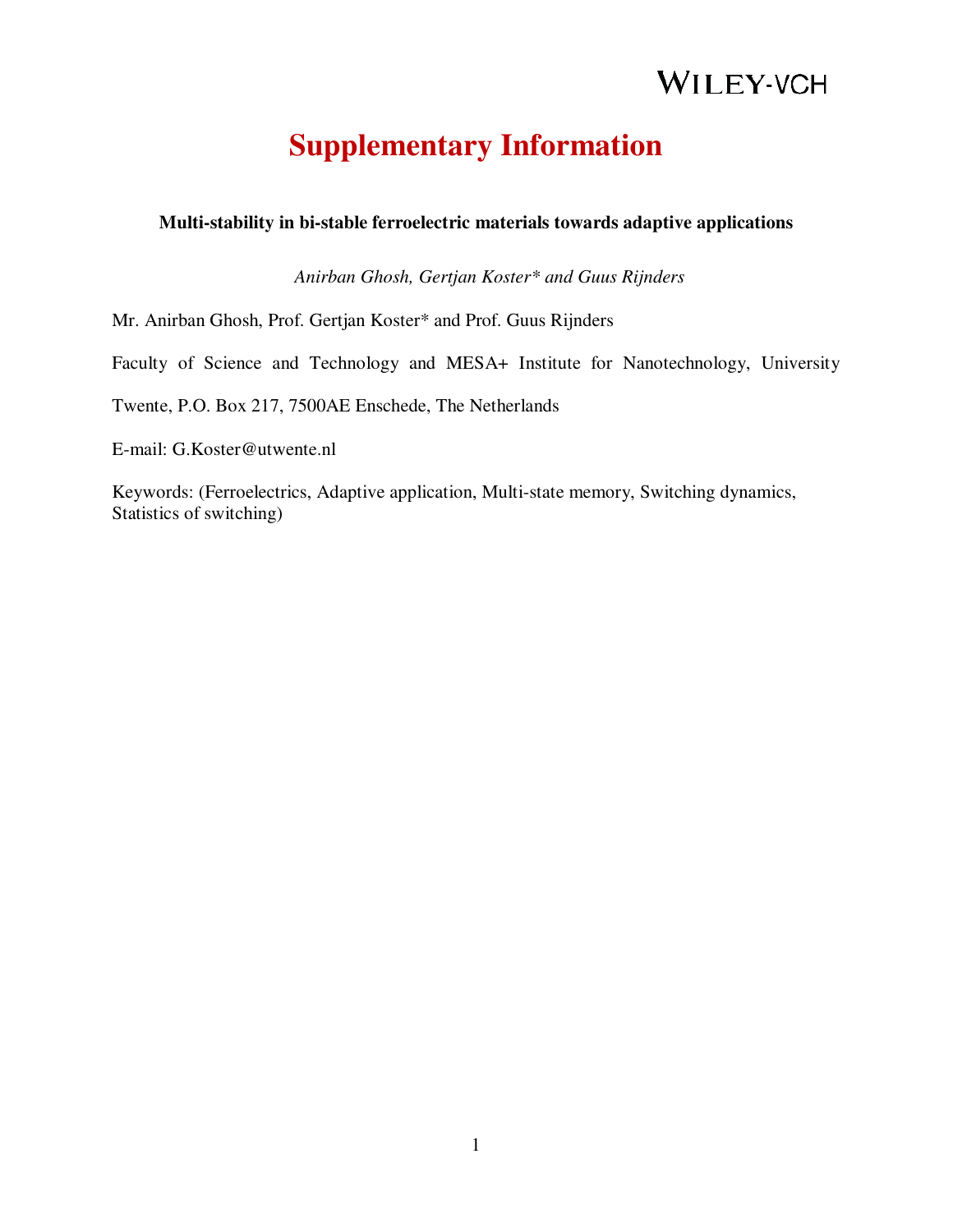# Supplementary Information

**Multi-stability in bi-stable ferroelectric materials towards adaptive applications**

*Anirban Ghosh, Gertjan Koster\* and Guus Rijnders*

Mr. Anirban Ghosh, Prof. Gertjan Koster* and Prof. Guus Rijnders

Faculty of Science and Technology and MESA+ Institute for Nanotechnology, University Twente, P.O. Box 217, 7500AE Enschede, The Netherlands

E-mail: G.Koster@utwente.nl

Keywords: (Ferroelectrics, Adaptive application, Multi-state memory, Switching dynamics, Statistics of switching)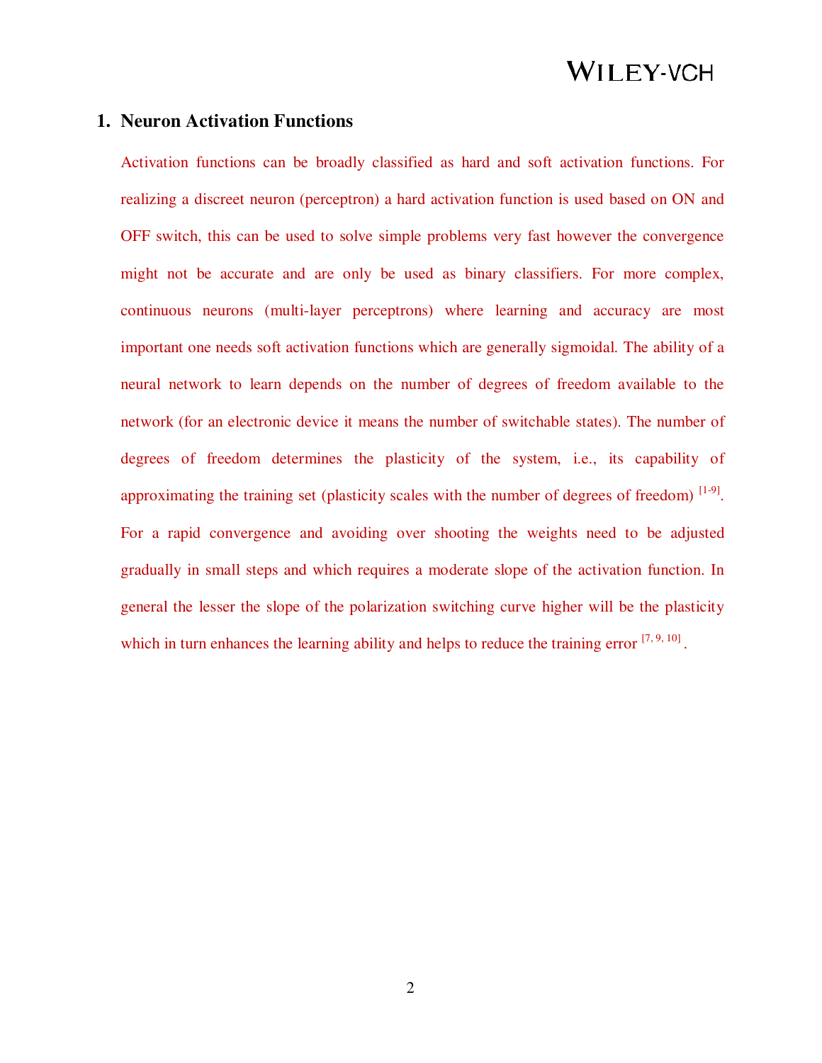## 1. Neuron Activation Functions

Activation functions can be broadly classified as hard and soft activation functions. For realizing a discreet neuron (perceptron) a hard activation function is used based on ON and OFF switch, this can be used to solve simple problems very fast however the convergence might not be accurate and are only be used as binary classifiers. For more complex, continuous neurons (multi-layer perceptrons) where learning and accuracy are most important one needs soft activation functions which are generally sigmoidal. The ability of a neural network to learn depends on the number of degrees of freedom available to the network (for an electronic device it means the number of switchable states). The number of degrees of freedom determines the plasticity of the system, i.e., its capability of approximating the training set (plasticity scales with the number of degrees of freedom) [1-9]. For a rapid convergence and avoiding over shooting the weights need to be adjusted gradually in small steps and which requires a moderate slope of the activation function. In general the lesser the slope of the polarization switching curve higher will be the plasticity which in turn enhances the learning ability and helps to reduce the training error [7, 9, 10].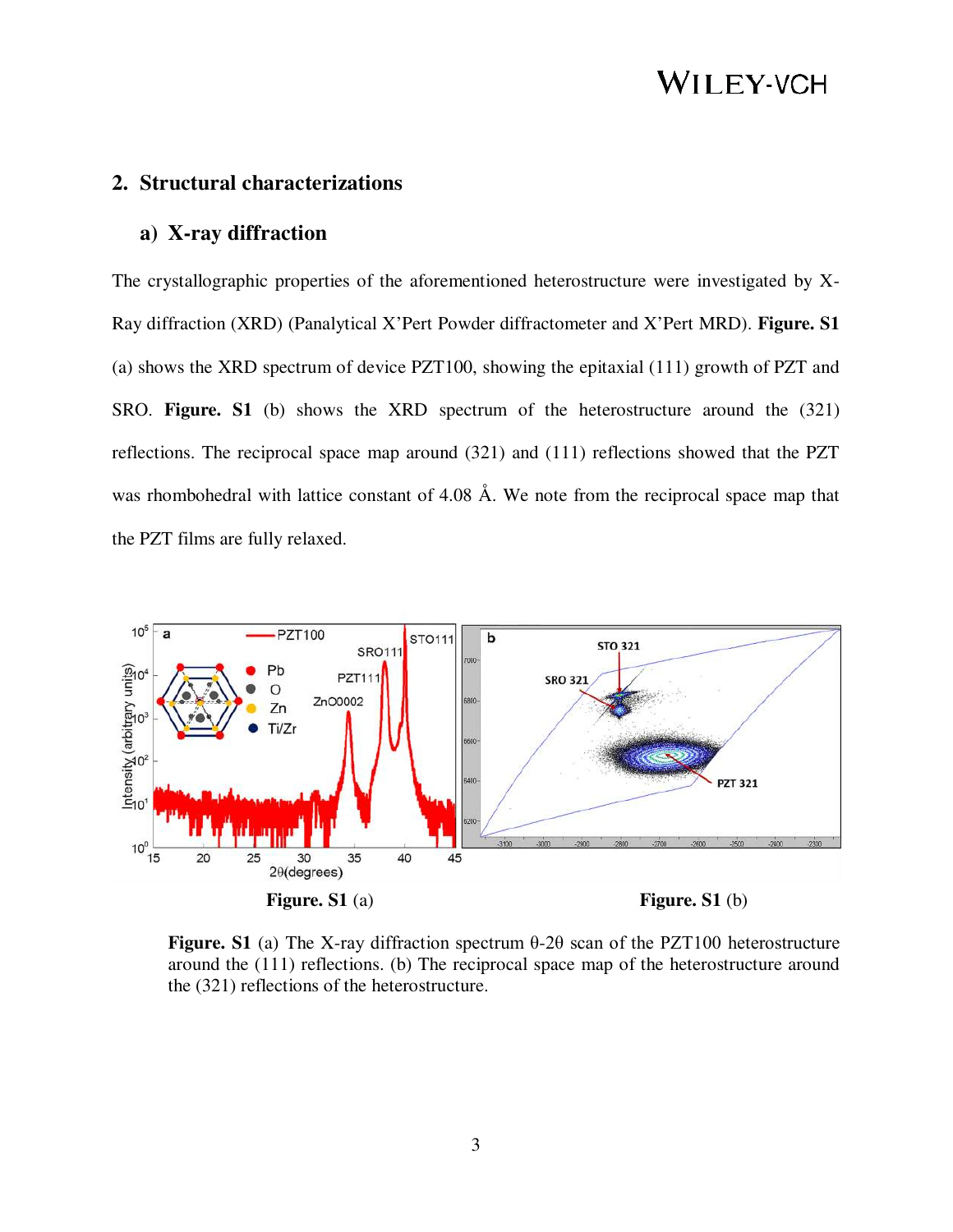## 2. Structural characterizations

### a) X-ray diffraction

The crystallographic properties of the aforementioned heterostructure were investigated by X-Ray diffraction (XRD) (Panalytical X'Pert Powder diffractometer and X'Pert MRD). **Figure. S1** (a) shows the XRD spectrum of device PZT100, showing the epitaxial (111) growth of PZT and SRO. **Figure. S1** (b) shows the XRD spectrum of the heterostructure around the (321) reflections. The reciprocal space map around (321) and (111) reflections showed that the PZT was rhombohedral with lattice constant of 4.08 Å. We note from the reciprocal space map that the PZT films are fully relaxed.

**Figure. S1** (a) **Figure. S1** (b)

**Figure. S1** (a) The X-ray diffraction spectrum θ-2θ scan of the PZT100 heterostructure around the (111) reflections. (b) The reciprocal space map of the heterostructure around the (321) reflections of the heterostructure.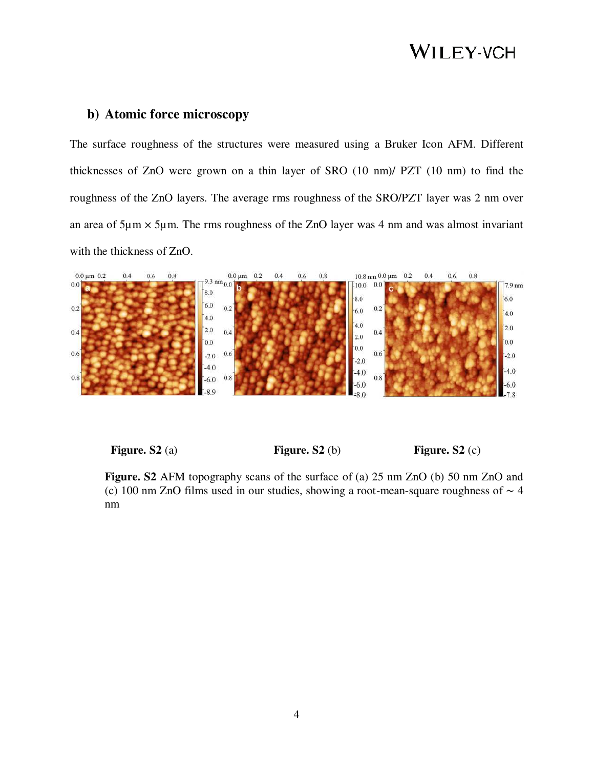## b) Atomic force microscopy

The surface roughness of the structures were measured using a Bruker Icon AFM. Different thicknesses of ZnO were grown on a thin layer of SRO (10 nm)/ PZT (10 nm) to find the roughness of the ZnO layers. The average rms roughness of the SRO/PZT layer was 2 nm over an area of 5μm × 5μm. The rms roughness of the ZnO layer was 4 nm and was almost invariant with the thickness of ZnO.

**Figure. S2** (a) **Figure. S2** (b) **Figure. S2** (c)

**Figure. S2** AFM topography scans of the surface of (a) 25 nm ZnO (b) 50 nm ZnO and (c) 100 nm ZnO films used in our studies, showing a root-mean-square roughness of ~ 4 nm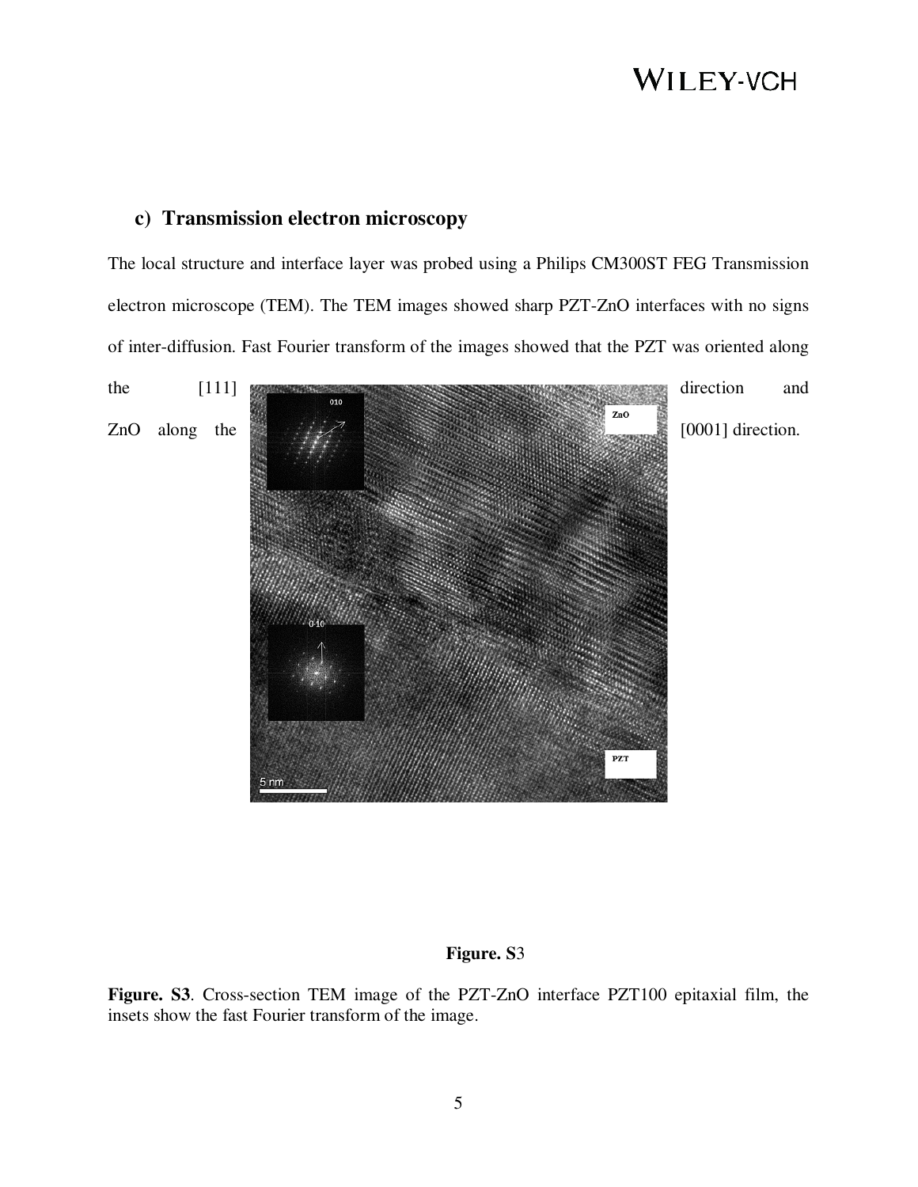## c) Transmission electron microscopy

The local structure and interface layer was probed using a Philips CM300ST FEG Transmission electron microscope (TEM). The TEM images showed sharp PZT-ZnO interfaces with no signs of inter-diffusion. Fast Fourier transform of the images showed that the PZT was oriented along the [111] direction and ZnO along the [0001] direction.

**Figure. S**3

**Figure. S3**. Cross-section TEM image of the PZT-ZnO interface PZT100 epitaxial film, the insets show the fast Fourier transform of the image.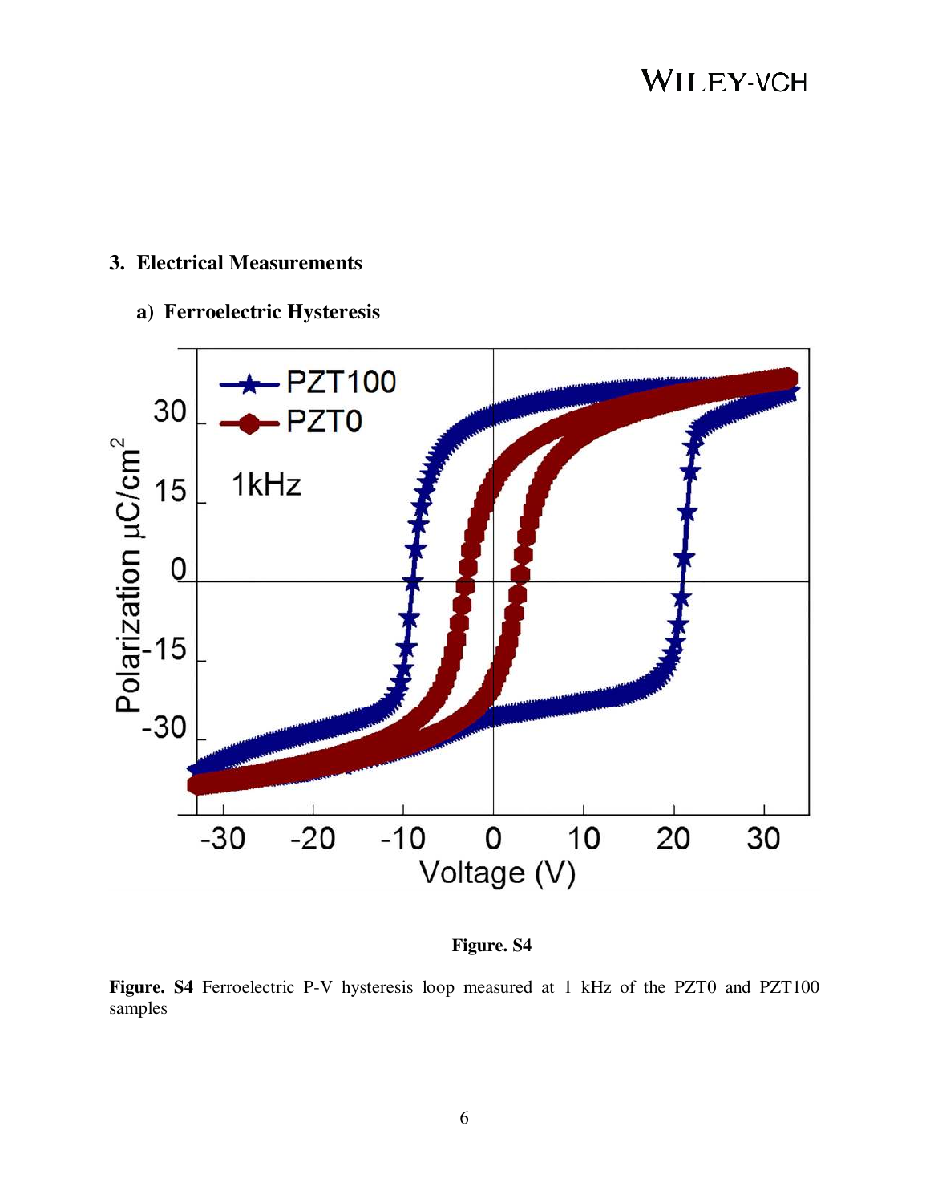## 3. Electrical Measurements

### a) Ferroelectric Hysteresis

**Figure. S4**

**Figure. S4** Ferroelectric P-V hysteresis loop measured at 1 kHz of the PZT0 and PZT100 samples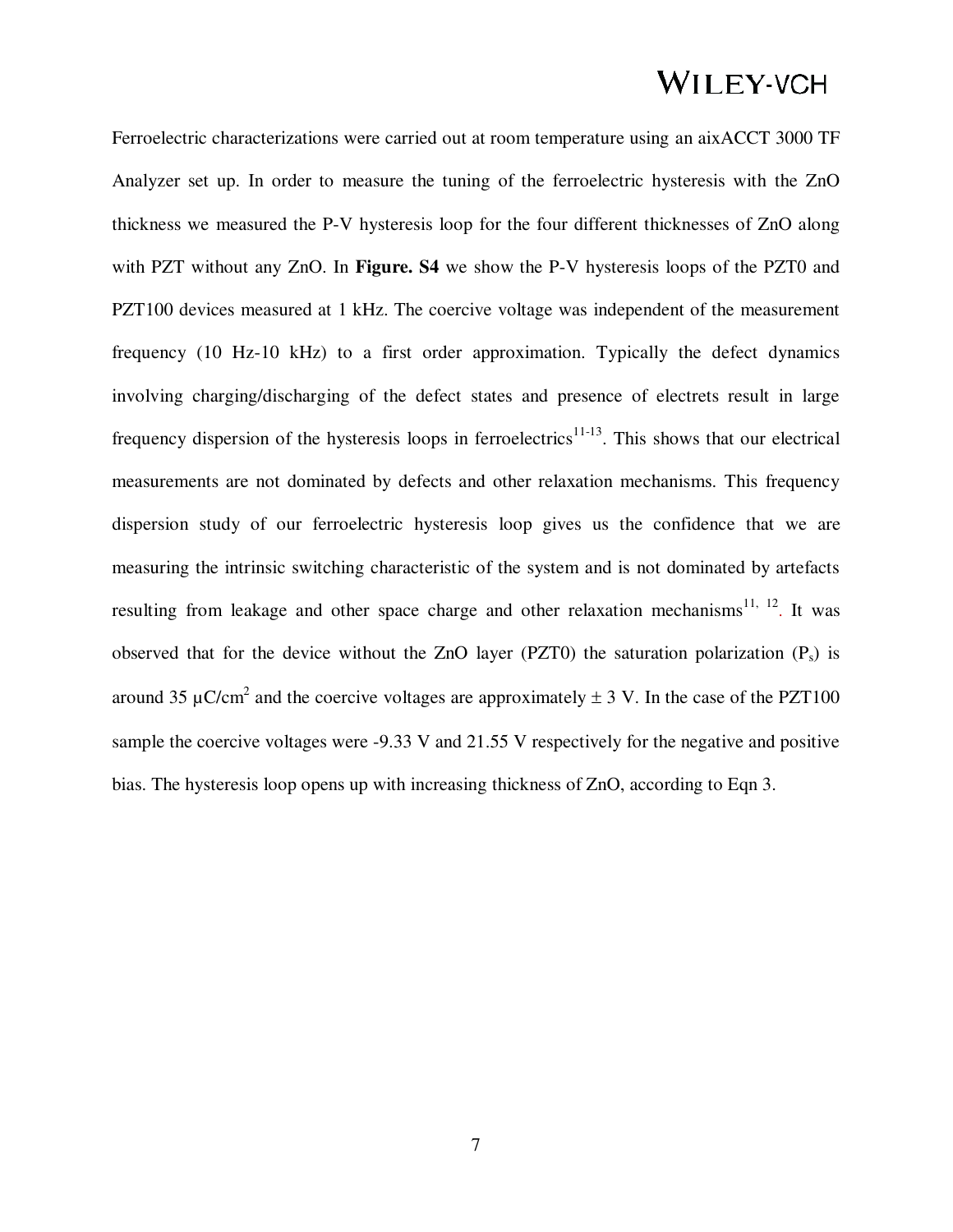Ferroelectric characterizations were carried out at room temperature using an aixACCT 3000 TF Analyzer set up. In order to measure the tuning of the ferroelectric hysteresis with the ZnO thickness we measured the P-V hysteresis loop for the four different thicknesses of ZnO along with PZT without any ZnO. In **Figure. S4** we show the P-V hysteresis loops of the PZT0 and PZT100 devices measured at 1 kHz. The coercive voltage was independent of the measurement frequency (10 Hz-10 kHz) to a first order approximation. Typically the defect dynamics involving charging/discharging of the defect states and presence of electrets result in large frequency dispersion of the hysteresis loops in ferroelectrics[11-13]. This shows that our electrical measurements are not dominated by defects and other relaxation mechanisms. This frequency dispersion study of our ferroelectric hysteresis loop gives us the confidence that we are measuring the intrinsic switching characteristic of the system and is not dominated by artefacts resulting from leakage and other space charge and other relaxation mechanisms[11, 12]. It was observed that for the device without the ZnO layer (PZT0) the saturation polarization ($P_s$) is around 35 μC/cm$^2$ and the coercive voltages are approximately ± 3 V. In the case of the PZT100 sample the coercive voltages were -9.33 V and 21.55 V respectively for the negative and positive bias. The hysteresis loop opens up with increasing thickness of ZnO, according to Eqn 3.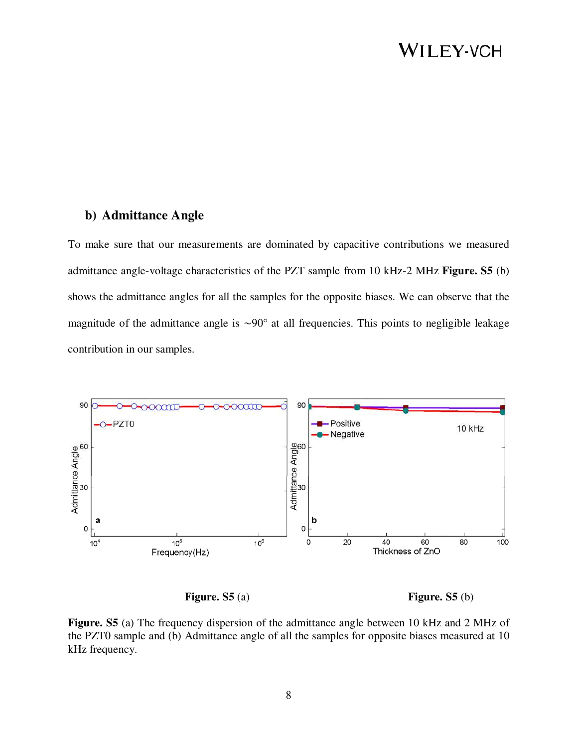## b) Admittance Angle

To make sure that our measurements are dominated by capacitive contributions we measured admittance angle-voltage characteristics of the PZT sample from 10 kHz-2 MHz **Figure. S5** (b) shows the admittance angles for all the samples for the opposite biases. We can observe that the magnitude of the admittance angle is ~90° at all frequencies. This points to negligible leakage contribution in our samples.

**Figure. S5** (a) **Figure. S5** (b)

**Figure. S5** (a) The frequency dispersion of the admittance angle between 10 kHz and 2 MHz of the PZT0 sample and (b) Admittance angle of all the samples for opposite biases measured at 10 kHz frequency.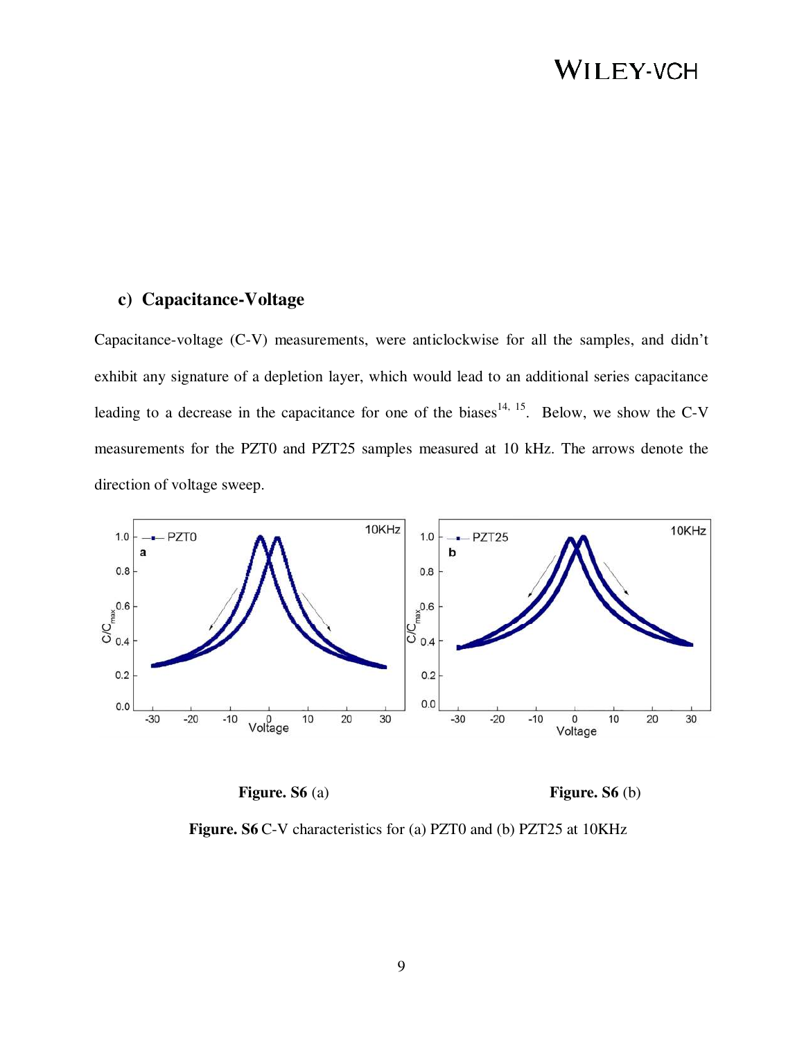## c) Capacitance-Voltage

Capacitance-voltage (C-V) measurements, were anticlockwise for all the samples, and didn't exhibit any signature of a depletion layer, which would lead to an additional series capacitance leading to a decrease in the capacitance for one of the biases[14, 15]. Below, we show the C-V measurements for the PZT0 and PZT25 samples measured at 10 kHz. The arrows denote the direction of voltage sweep.

**Figure. S6** (a) **Figure. S6** (b)

**Figure. S6** C-V characteristics for (a) PZT0 and (b) PZT25 at 10KHz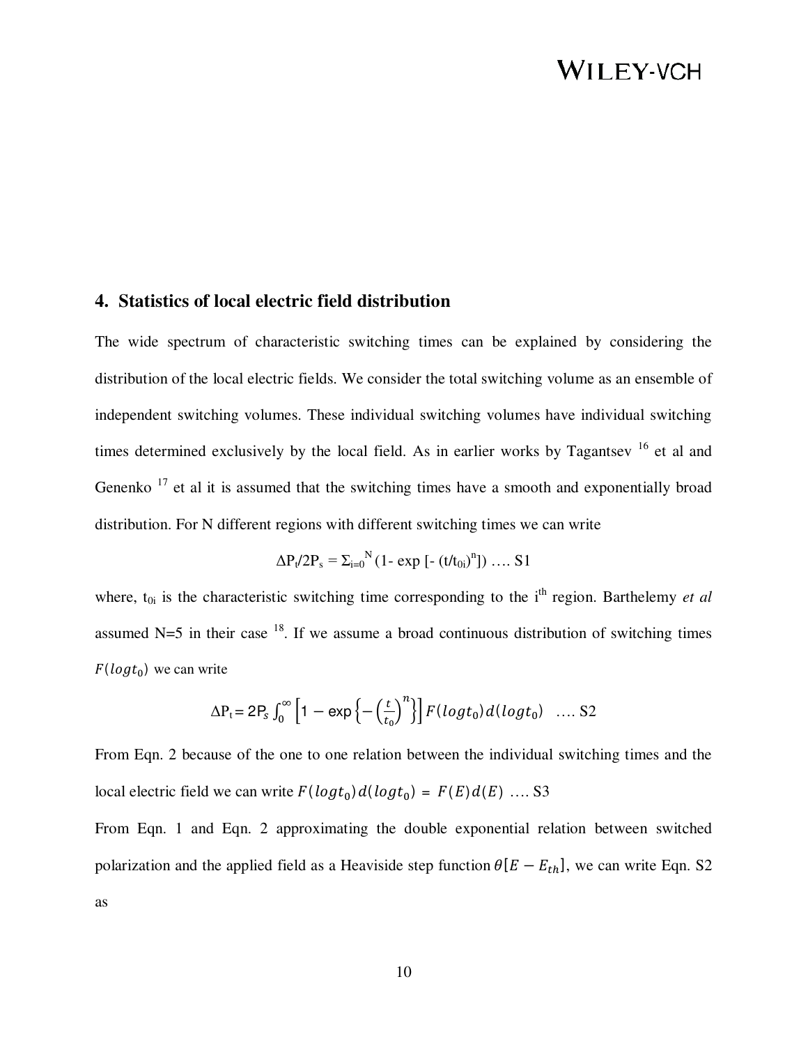## 4. Statistics of local electric field distribution

The wide spectrum of characteristic switching times can be explained by considering the distribution of the local electric fields. We consider the total switching volume as an ensemble of independent switching volumes. These individual switching volumes have individual switching times determined exclusively by the local field. As in earlier works by Tagantsev [16] et al and Genenko [17] et al it is assumed that the switching times have a smooth and exponentially broad distribution. For N different regions with different switching times we can write

$$\Delta P_t/2P_s = \Sigma_{i=0}^{N} (1- \exp [- (t/t_{0i})^n]) \quad \text{.... S1}$$

where, $t_{0i}$ is the characteristic switching time corresponding to the i[th] region. Barthelemy *et al* assumed N=5 in their case [18]. If we assume a broad continuous distribution of switching times $F(logt_0)$ we can write

$$\Delta P_t = 2P_s \int_0^{\infty} \left[1 - \exp\left\{-\left(\frac{t}{t_0}\right)^n\right\}\right] F(logt_0)\, d(logt_0) \quad \text{.... S2}$$

From Eqn. 2 because of the one to one relation between the individual switching times and the local electric field we can write $F(logt_0)\, d(logt_0) = F(E)\, d(E)$ .... S3

From Eqn. 1 and Eqn. 2 approximating the double exponential relation between switched polarization and the applied field as a Heaviside step function $\theta[E - E_{th}]$, we can write Eqn. S2 as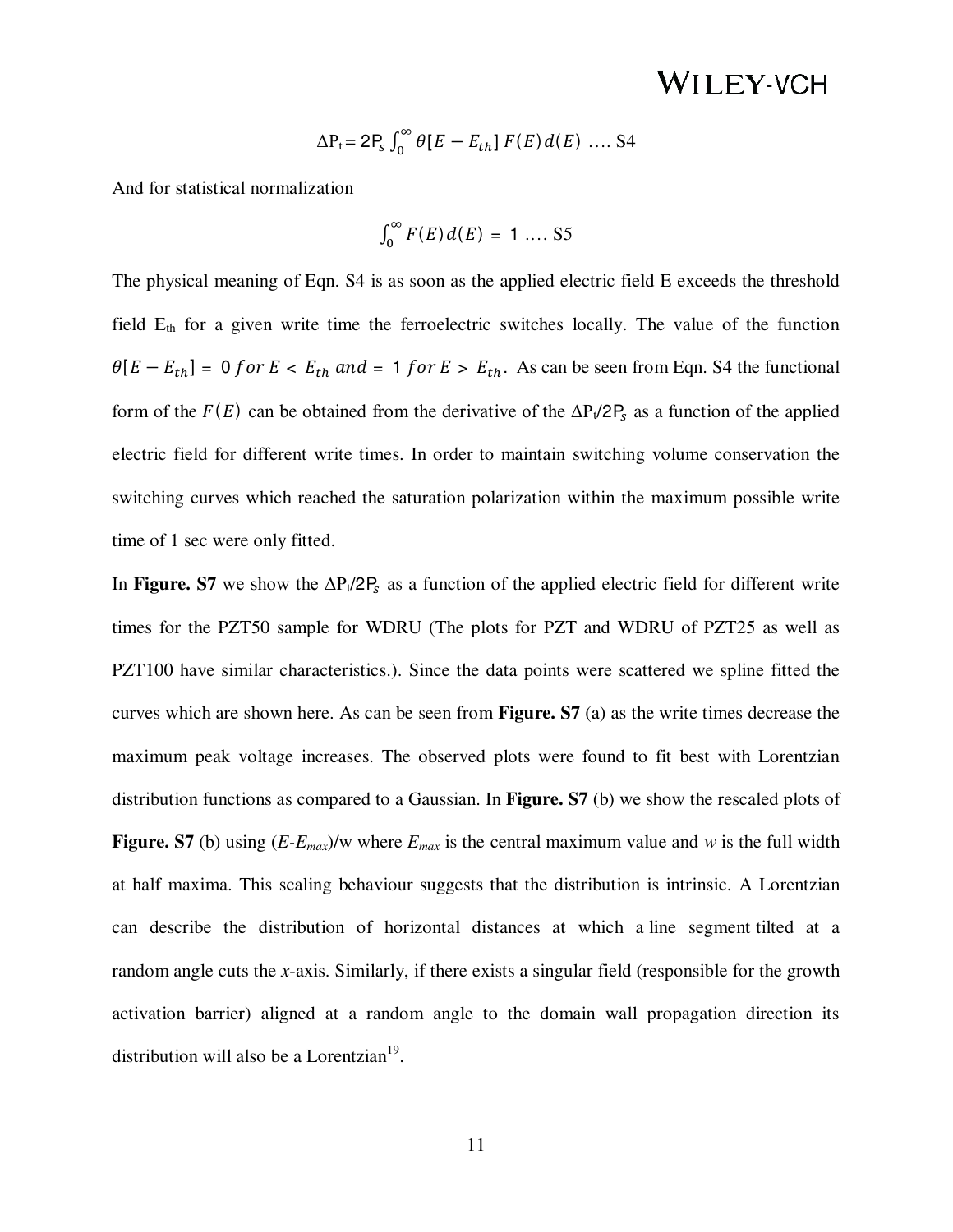$$\Delta P_t = 2P_s \int_0^{\infty} \theta[E - E_{th}]\, F(E)\, d(E) \;\; .... \text{S4}$$

And for statistical normalization

$$\int_0^{\infty} F(E)\, d(E) = 1 \;\; .... \text{S5}$$

The physical meaning of Eqn. S4 is as soon as the applied electric field E exceeds the threshold field $E_{th}$ for a given write time the ferroelectric switches locally. The value of the function $\theta[E - E_{th}] = 0 \; for \; E < E_{th} \; and = 1 \; for \; E > E_{th}$. As can be seen from Eqn. S4 the functional form of the $F(E)$ can be obtained from the derivative of the $\Delta P_t/2P_s$ as a function of the applied electric field for different write times. In order to maintain switching volume conservation the switching curves which reached the saturation polarization within the maximum possible write time of 1 sec were only fitted.

In **Figure. S7** we show the $\Delta P_t/2P_s$ as a function of the applied electric field for different write times for the PZT50 sample for WDRU (The plots for PZT and WDRU of PZT25 as well as PZT100 have similar characteristics.). Since the data points were scattered we spline fitted the curves which are shown here. As can be seen from **Figure. S7** (a) as the write times decrease the maximum peak voltage increases. The observed plots were found to fit best with Lorentzian distribution functions as compared to a Gaussian. In **Figure. S7** (b) we show the rescaled plots of **Figure. S7** (b) using $(E-E_{max})/w$ where $E_{max}$ is the central maximum value and $w$ is the full width at half maxima. This scaling behaviour suggests that the distribution is intrinsic. A Lorentzian can describe the distribution of horizontal distances at which a line segment tilted at a random angle cuts the *x*-axis. Similarly, if there exists a singular field (responsible for the growth activation barrier) aligned at a random angle to the domain wall propagation direction its distribution will also be a Lorentzian[19].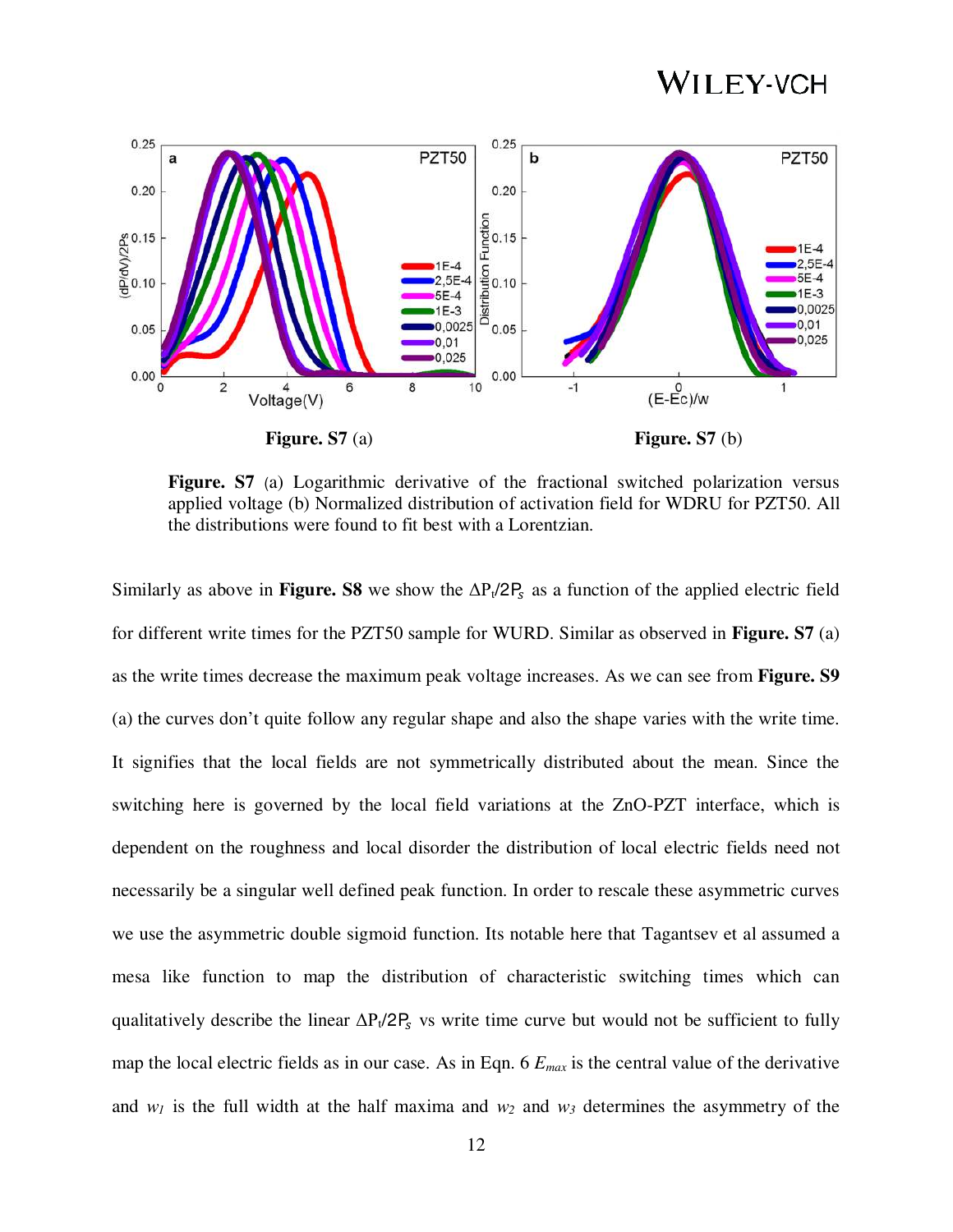**Figure. S7** (a) **Figure. S7** (b)

**Figure. S7** (a) Logarithmic derivative of the fractional switched polarization versus applied voltage (b) Normalized distribution of activation field for WDRU for PZT50. All the distributions were found to fit best with a Lorentzian.

Similarly as above in **Figure. S8** we show the $\Delta P_t/2P_s$ as a function of the applied electric field for different write times for the PZT50 sample for WURD. Similar as observed in **Figure. S7** (a) as the write times decrease the maximum peak voltage increases. As we can see from **Figure. S9** (a) the curves don't quite follow any regular shape and also the shape varies with the write time. It signifies that the local fields are not symmetrically distributed about the mean. Since the switching here is governed by the local field variations at the ZnO-PZT interface, which is dependent on the roughness and local disorder the distribution of local electric fields need not necessarily be a singular well defined peak function. In order to rescale these asymmetric curves we use the asymmetric double sigmoid function. Its notable here that Tagantsev et al assumed a mesa like function to map the distribution of characteristic switching times which can qualitatively describe the linear $\Delta P_t/2P_s$ vs write time curve but would not be sufficient to fully map the local electric fields as in our case. As in Eqn. 6 $E_{max}$ is the central value of the derivative and $w_1$ is the full width at the half maxima and $w_2$ and $w_3$ determines the asymmetry of the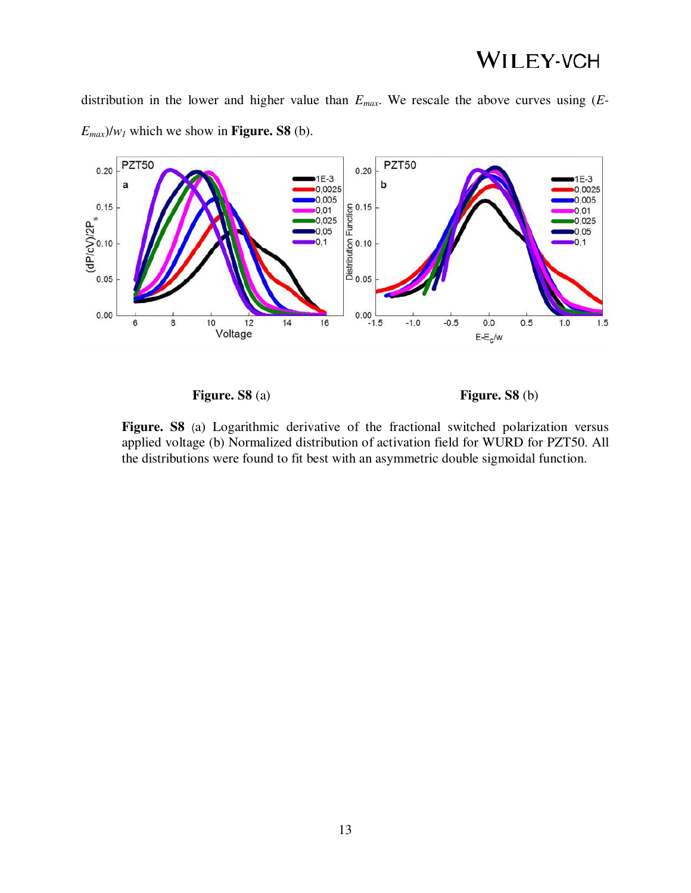distribution in the lower and higher value than $E_{max}$. We rescale the above curves using $(E-E_{max})/w_1$ which we show in **Figure. S8** (b).

**Figure. S8** (a) **Figure. S8** (b)

**Figure. S8** (a) Logarithmic derivative of the fractional switched polarization versus applied voltage (b) Normalized distribution of activation field for WURD for PZT50. All the distributions were found to fit best with an asymmetric double sigmoidal function.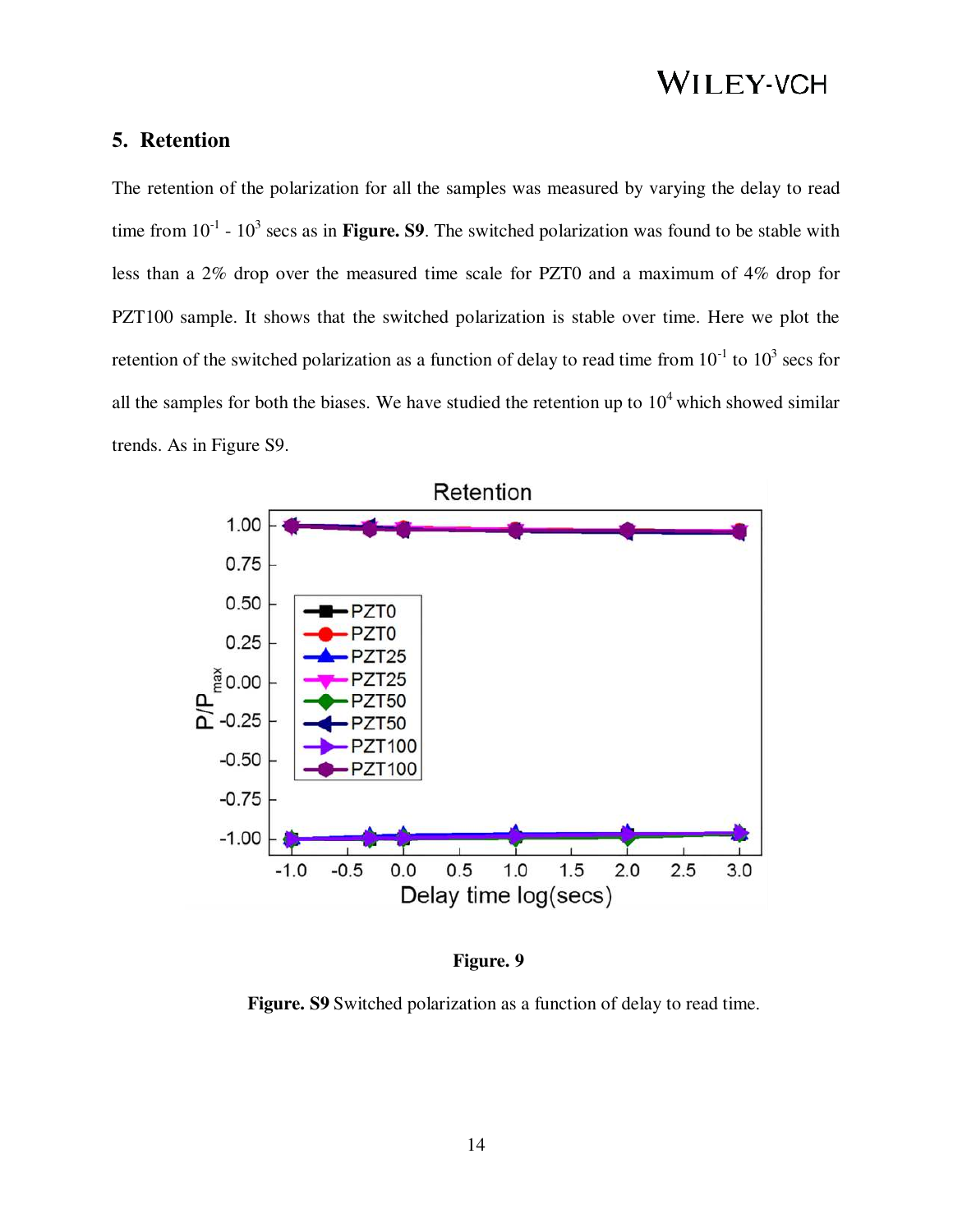## 5. Retention

The retention of the polarization for all the samples was measured by varying the delay to read time from $10^{-1}$ - $10^{3}$ secs as in **Figure. S9**. The switched polarization was found to be stable with less than a 2% drop over the measured time scale for PZT0 and a maximum of 4% drop for PZT100 sample. It shows that the switched polarization is stable over time. Here we plot the retention of the switched polarization as a function of delay to read time from $10^{-1}$ to $10^{3}$ secs for all the samples for both the biases. We have studied the retention up to $10^{4}$ which showed similar trends. As in Figure S9.

**Figure. 9**

**Figure. S9** Switched polarization as a function of delay to read time.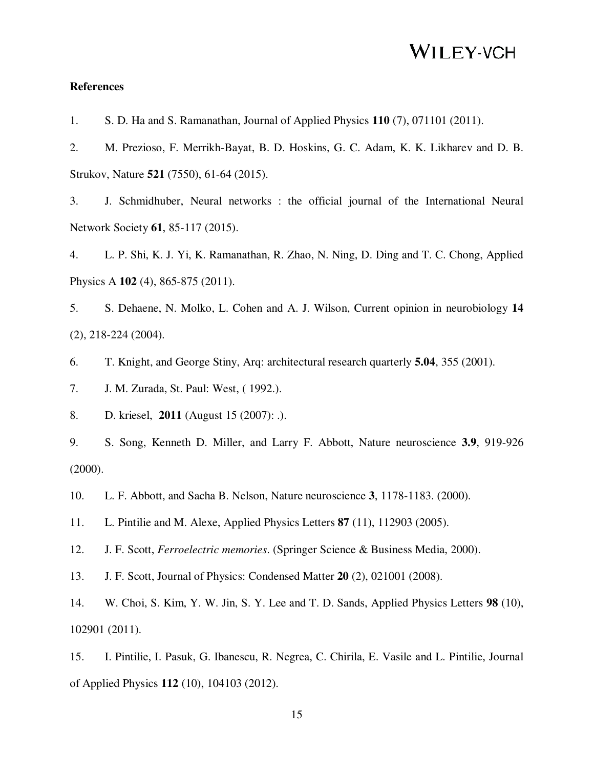**References**

1. S. D. Ha and S. Ramanathan, Journal of Applied Physics **110** (7), 071101 (2011).

2. M. Prezioso, F. Merrikh-Bayat, B. D. Hoskins, G. C. Adam, K. K. Likharev and D. B. Strukov, Nature **521** (7550), 61-64 (2015).

3. J. Schmidhuber, Neural networks : the official journal of the International Neural Network Society **61**, 85-117 (2015).

4. L. P. Shi, K. J. Yi, K. Ramanathan, R. Zhao, N. Ning, D. Ding and T. C. Chong, Applied Physics A **102** (4), 865-875 (2011).

5. S. Dehaene, N. Molko, L. Cohen and A. J. Wilson, Current opinion in neurobiology **14** (2), 218-224 (2004).

6. T. Knight, and George Stiny, Arq: architectural research quarterly **5.04**, 355 (2001).

7. J. M. Zurada, St. Paul: West, ( 1992.).

8. D. kriesel, **2011** (August 15 (2007): .).

9. S. Song, Kenneth D. Miller, and Larry F. Abbott, Nature neuroscience **3.9**, 919-926 (2000).

10. L. F. Abbott, and Sacha B. Nelson, Nature neuroscience **3**, 1178-1183. (2000).

11. L. Pintilie and M. Alexe, Applied Physics Letters **87** (11), 112903 (2005).

12. J. F. Scott, *Ferroelectric memories*. (Springer Science & Business Media, 2000).

13. J. F. Scott, Journal of Physics: Condensed Matter **20** (2), 021001 (2008).

14. W. Choi, S. Kim, Y. W. Jin, S. Y. Lee and T. D. Sands, Applied Physics Letters **98** (10), 102901 (2011).

15. I. Pintilie, I. Pasuk, G. Ibanescu, R. Negrea, C. Chirila, E. Vasile and L. Pintilie, Journal of Applied Physics **112** (10), 104103 (2012).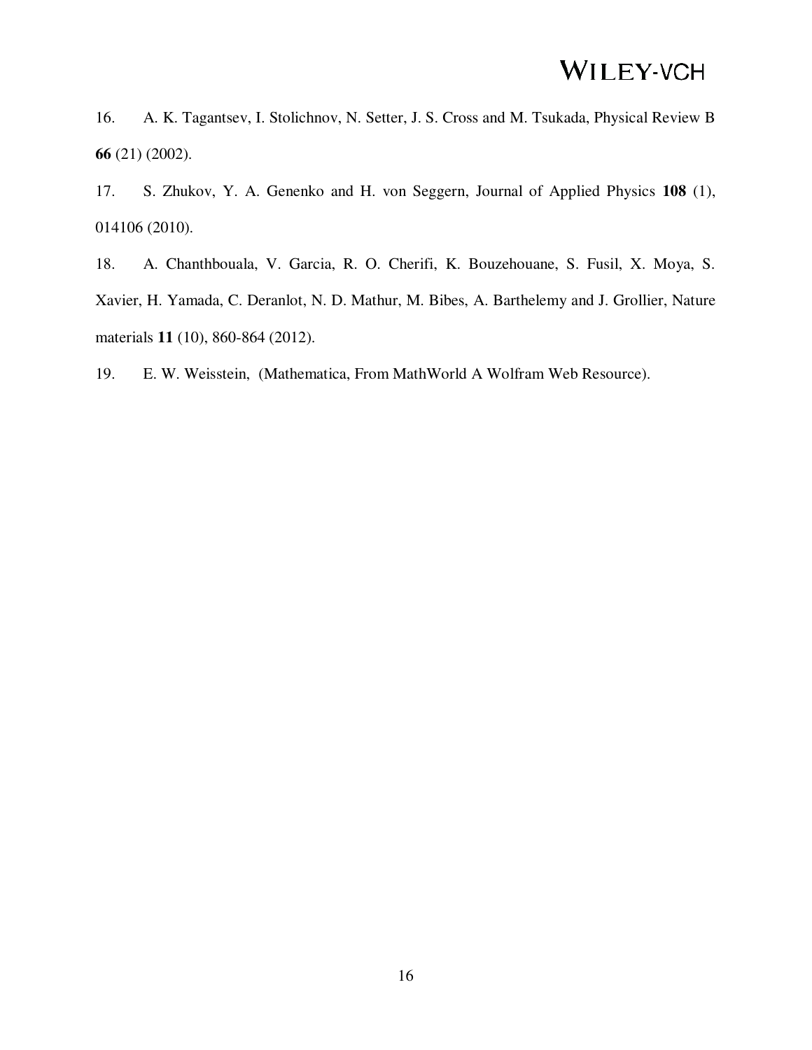16. A. K. Tagantsev, I. Stolichnov, N. Setter, J. S. Cross and M. Tsukada, Physical Review B **66** (21) (2002).

17. S. Zhukov, Y. A. Genenko and H. von Seggern, Journal of Applied Physics **108** (1), 014106 (2010).

18. A. Chanthbouala, V. Garcia, R. O. Cherifi, K. Bouzehouane, S. Fusil, X. Moya, S. Xavier, H. Yamada, C. Deranlot, N. D. Mathur, M. Bibes, A. Barthelemy and J. Grollier, Nature materials **11** (10), 860-864 (2012).

19. E. W. Weisstein, (Mathematica, From MathWorld A Wolfram Web Resource).